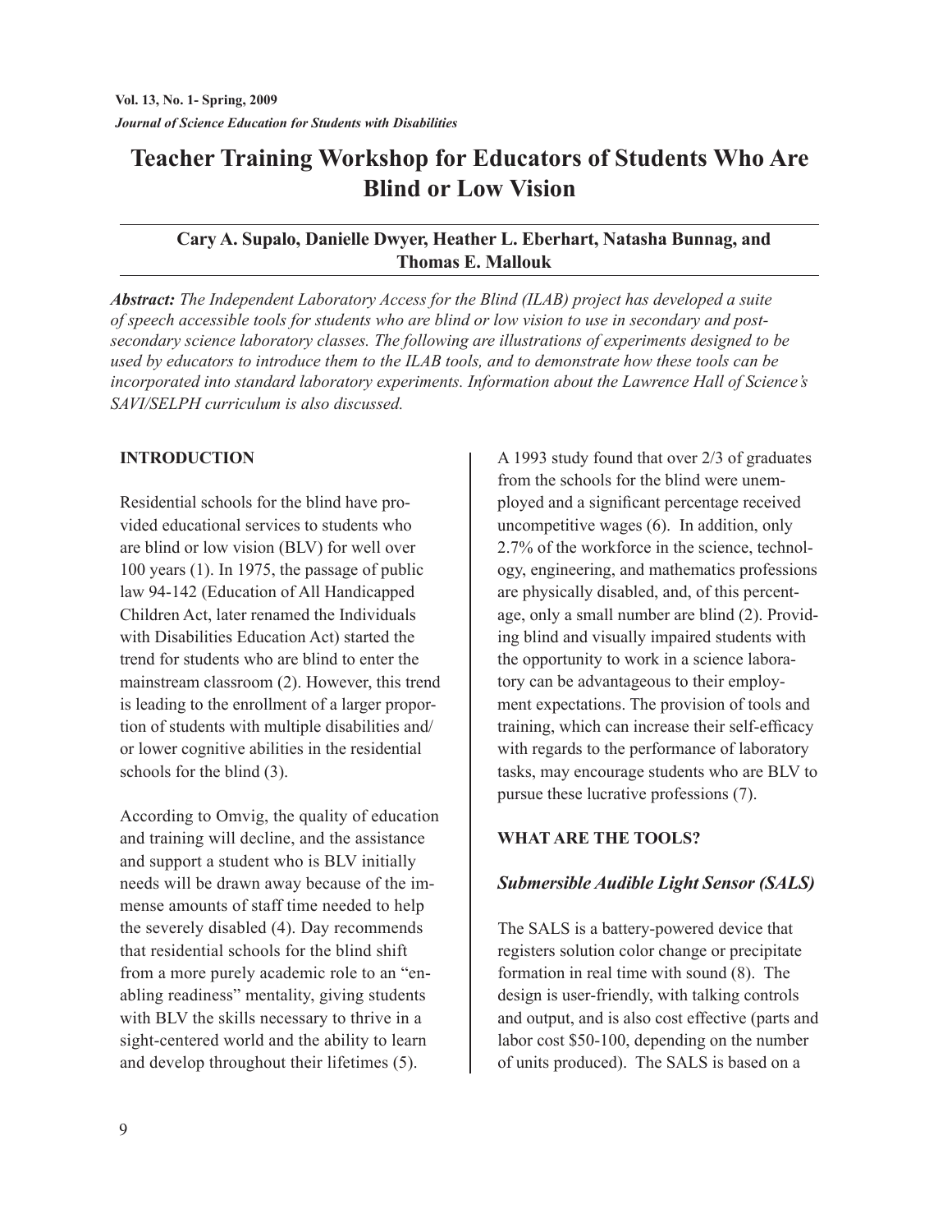# Teacher Training Workshop for Educators of Students Who Are Blind or Low Vision

**Cary A. Supalo, Danielle Dwyer, Heather L. Eberhart, Natasha Bunnag, and Thomas E. Mallouk**

***Abstract:*** *The Independent Laboratory Access for the Blind (ILAB) project has developed a suite of speech accessible tools for students who are blind or low vision to use in secondary and post-secondary science laboratory classes. The following are illustrations of experiments designed to be used by educators to introduce them to the ILAB tools, and to demonstrate how these tools can be incorporated into standard laboratory experiments. Information about the Lawrence Hall of Science's SAVI/SELPH curriculum is also discussed.*

## INTRODUCTION

Residential schools for the blind have provided educational services to students who are blind or low vision (BLV) for well over 100 years (1). In 1975, the passage of public law 94-142 (Education of All Handicapped Children Act, later renamed the Individuals with Disabilities Education Act) started the trend for students who are blind to enter the mainstream classroom (2). However, this trend is leading to the enrollment of a larger proportion of students with multiple disabilities and/or lower cognitive abilities in the residential schools for the blind (3).

According to Omvig, the quality of education and training will decline, and the assistance and support a student who is BLV initially needs will be drawn away because of the immense amounts of staff time needed to help the severely disabled (4). Day recommends that residential schools for the blind shift from a more purely academic role to an "enabling readiness" mentality, giving students with BLV the skills necessary to thrive in a sight-centered world and the ability to learn and develop throughout their lifetimes (5).

A 1993 study found that over 2/3 of graduates from the schools for the blind were unemployed and a significant percentage received uncompetitive wages (6). In addition, only 2.7% of the workforce in the science, technology, engineering, and mathematics professions are physically disabled, and, of this percentage, only a small number are blind (2). Providing blind and visually impaired students with the opportunity to work in a science laboratory can be advantageous to their employment expectations. The provision of tools and training, which can increase their self-efficacy with regards to the performance of laboratory tasks, may encourage students who are BLV to pursue these lucrative professions (7).

## WHAT ARE THE TOOLS?

### *Submersible Audible Light Sensor (SALS)*

The SALS is a battery-powered device that registers solution color change or precipitate formation in real time with sound (8). The design is user-friendly, with talking controls and output, and is also cost effective (parts and labor cost $50-100, depending on the number of units produced). The SALS is based on a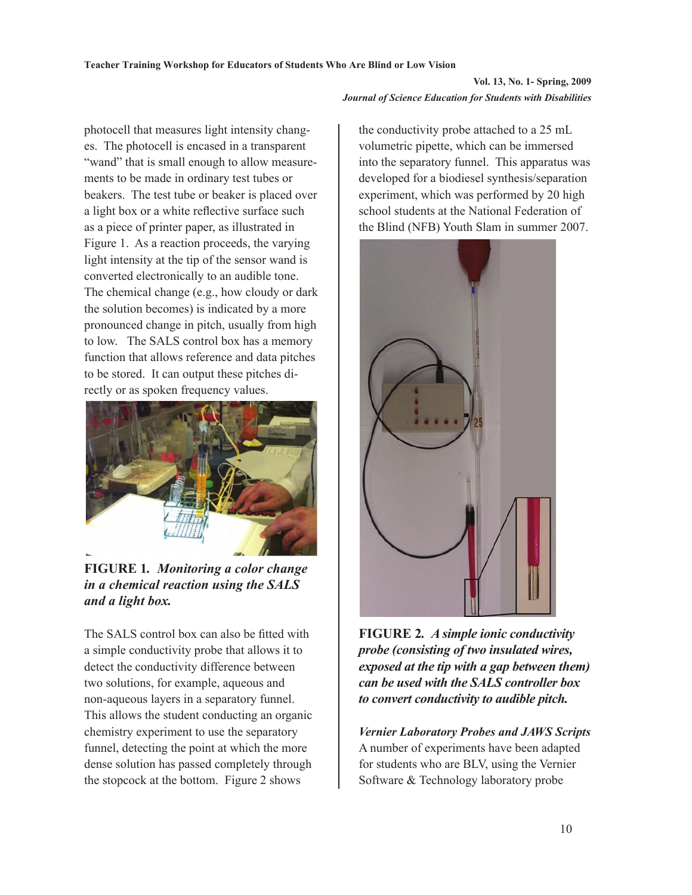photocell that measures light intensity changes. The photocell is encased in a transparent "wand" that is small enough to allow measurements to be made in ordinary test tubes or beakers. The test tube or beaker is placed over a light box or a white reflective surface such as a piece of printer paper, as illustrated in Figure 1. As a reaction proceeds, the varying light intensity at the tip of the sensor wand is converted electronically to an audible tone. The chemical change (e.g., how cloudy or dark the solution becomes) is indicated by a more pronounced change in pitch, usually from high to low. The SALS control box has a memory function that allows reference and data pitches to be stored. It can output these pitches directly or as spoken frequency values.

**FIGURE 1.** ***Monitoring a color change in a chemical reaction using the SALS and a light box.***

The SALS control box can also be fitted with a simple conductivity probe that allows it to detect the conductivity difference between two solutions, for example, aqueous and non-aqueous layers in a separatory funnel. This allows the student conducting an organic chemistry experiment to use the separatory funnel, detecting the point at which the more dense solution has passed completely through the stopcock at the bottom. Figure 2 shows the conductivity probe attached to a 25 mL volumetric pipette, which can be immersed into the separatory funnel. This apparatus was developed for a biodiesel synthesis/separation experiment, which was performed by 20 high school students at the National Federation of the Blind (NFB) Youth Slam in summer 2007.

**FIGURE 2.** ***A simple ionic conductivity probe (consisting of two insulated wires, exposed at the tip with a gap between them) can be used with the SALS controller box to convert conductivity to audible pitch.***

***Vernier Laboratory Probes and JAWS Scripts***

A number of experiments have been adapted for students who are BLV, using the Vernier Software & Technology laboratory probe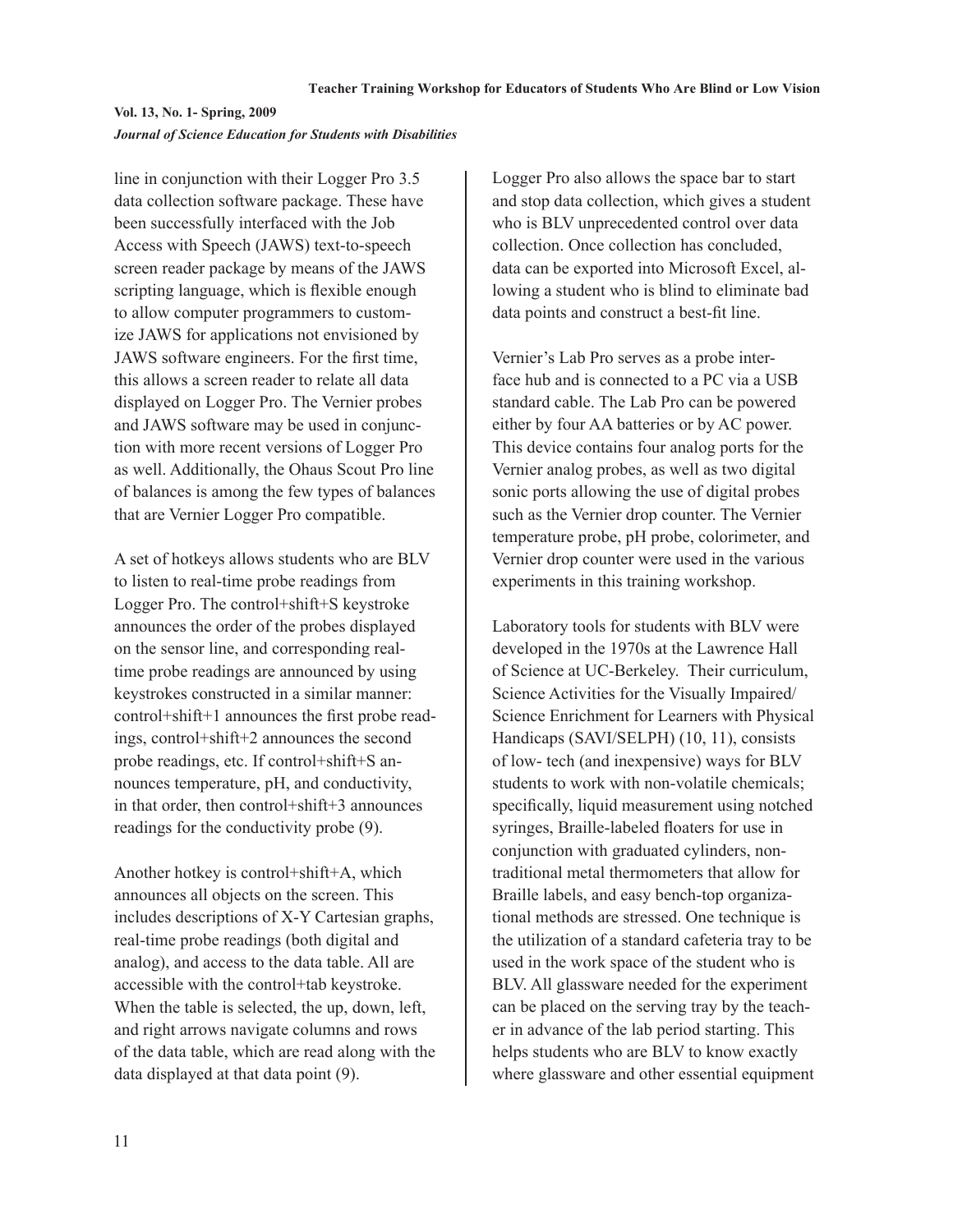line in conjunction with their Logger Pro 3.5 data collection software package. These have been successfully interfaced with the Job Access with Speech (JAWS) text-to-speech screen reader package by means of the JAWS scripting language, which is flexible enough to allow computer programmers to customize JAWS for applications not envisioned by JAWS software engineers. For the first time, this allows a screen reader to relate all data displayed on Logger Pro. The Vernier probes and JAWS software may be used in conjunction with more recent versions of Logger Pro as well. Additionally, the Ohaus Scout Pro line of balances is among the few types of balances that are Vernier Logger Pro compatible.

A set of hotkeys allows students who are BLV to listen to real-time probe readings from Logger Pro. The control+shift+S keystroke announces the order of the probes displayed on the sensor line, and corresponding real-time probe readings are announced by using keystrokes constructed in a similar manner: control+shift+1 announces the first probe readings, control+shift+2 announces the second probe readings, etc. If control+shift+S announces temperature, pH, and conductivity, in that order, then control+shift+3 announces readings for the conductivity probe (9).

Another hotkey is control+shift+A, which announces all objects on the screen. This includes descriptions of X-Y Cartesian graphs, real-time probe readings (both digital and analog), and access to the data table. All are accessible with the control+tab keystroke. When the table is selected, the up, down, left, and right arrows navigate columns and rows of the data table, which are read along with the data displayed at that data point (9).

Logger Pro also allows the space bar to start and stop data collection, which gives a student who is BLV unprecedented control over data collection. Once collection has concluded, data can be exported into Microsoft Excel, allowing a student who is blind to eliminate bad data points and construct a best-fit line.

Vernier's Lab Pro serves as a probe interface hub and is connected to a PC via a USB standard cable. The Lab Pro can be powered either by four AA batteries or by AC power. This device contains four analog ports for the Vernier analog probes, as well as two digital sonic ports allowing the use of digital probes such as the Vernier drop counter. The Vernier temperature probe, pH probe, colorimeter, and Vernier drop counter were used in the various experiments in this training workshop.

Laboratory tools for students with BLV were developed in the 1970s at the Lawrence Hall of Science at UC-Berkeley. Their curriculum, Science Activities for the Visually Impaired/ Science Enrichment for Learners with Physical Handicaps (SAVI/SELPH) (10, 11), consists of low- tech (and inexpensive) ways for BLV students to work with non-volatile chemicals; specifically, liquid measurement using notched syringes, Braille-labeled floaters for use in conjunction with graduated cylinders, non-traditional metal thermometers that allow for Braille labels, and easy bench-top organizational methods are stressed. One technique is the utilization of a standard cafeteria tray to be used in the work space of the student who is BLV. All glassware needed for the experiment can be placed on the serving tray by the teacher in advance of the lab period starting. This helps students who are BLV to know exactly where glassware and other essential equipment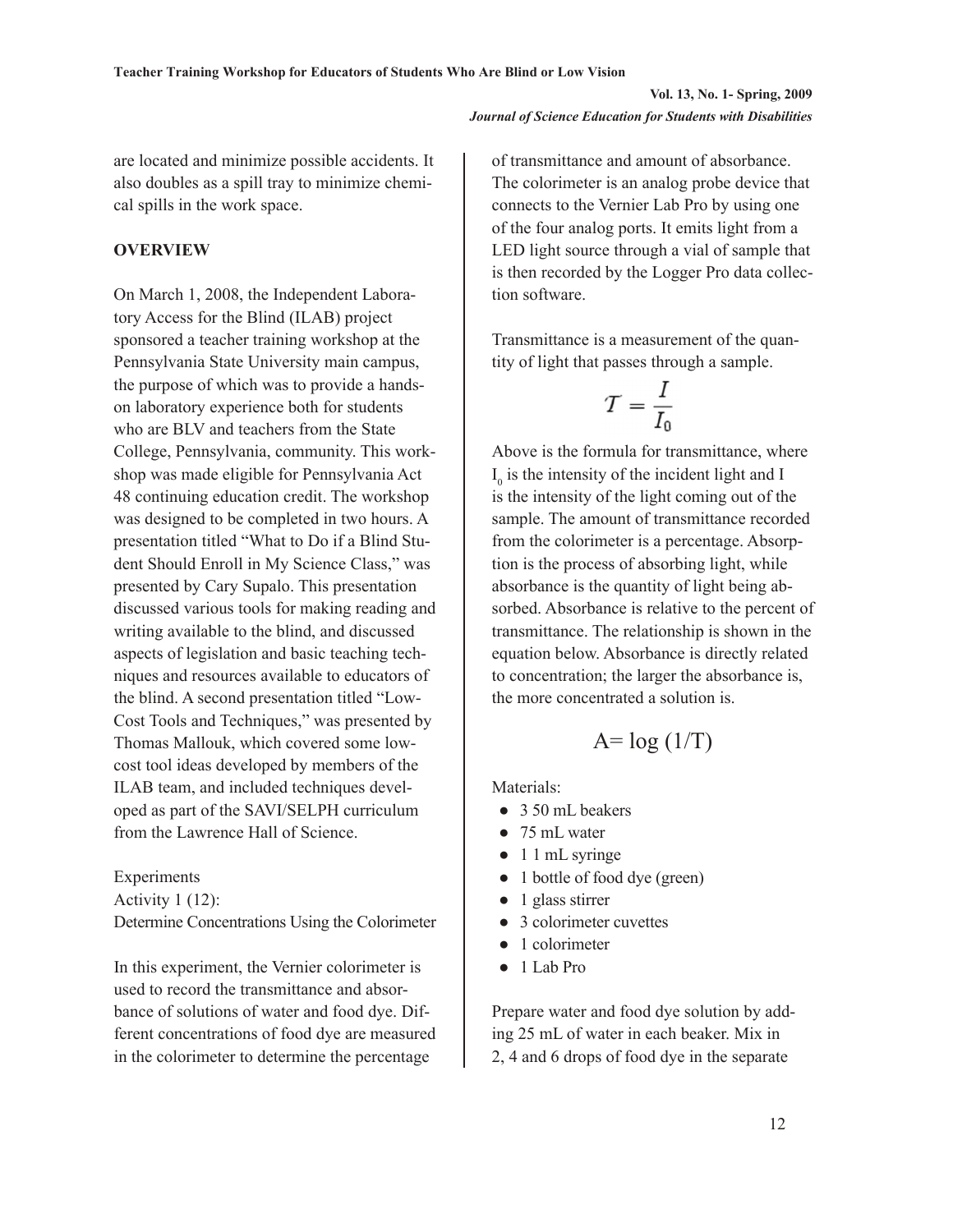are located and minimize possible accidents. It also doubles as a spill tray to minimize chemical spills in the work space.

**OVERVIEW**

On March 1, 2008, the Independent Laboratory Access for the Blind (ILAB) project sponsored a teacher training workshop at the Pennsylvania State University main campus, the purpose of which was to provide a hands-on laboratory experience both for students who are BLV and teachers from the State College, Pennsylvania, community. This workshop was made eligible for Pennsylvania Act 48 continuing education credit. The workshop was designed to be completed in two hours. A presentation titled "What to Do if a Blind Student Should Enroll in My Science Class," was presented by Cary Supalo. This presentation discussed various tools for making reading and writing available to the blind, and discussed aspects of legislation and basic teaching techniques and resources available to educators of the blind. A second presentation titled "Low-Cost Tools and Techniques," was presented by Thomas Mallouk, which covered some low-cost tool ideas developed by members of the ILAB team, and included techniques developed as part of the SAVI/SELPH curriculum from the Lawrence Hall of Science.

Experiments
Activity 1 (12):
Determine Concentrations Using the Colorimeter

In this experiment, the Vernier colorimeter is used to record the transmittance and absorbance of solutions of water and food dye. Different concentrations of food dye are measured in the colorimeter to determine the percentage of transmittance and amount of absorbance. The colorimeter is an analog probe device that connects to the Vernier Lab Pro by using one of the four analog ports. It emits light from a LED light source through a vial of sample that is then recorded by the Logger Pro data collection software.

Transmittance is a measurement of the quantity of light that passes through a sample.

$$T = \frac{I}{I_0}$$

Above is the formula for transmittance, where $I_0$ is the intensity of the incident light and I is the intensity of the light coming out of the sample. The amount of transmittance recorded from the colorimeter is a percentage. Absorption is the process of absorbing light, while absorbance is the quantity of light being absorbed. Absorbance is relative to the percent of transmittance. The relationship is shown in the equation below. Absorbance is directly related to concentration; the larger the absorbance is, the more concentrated a solution is.

$$A = \log (1/T)$$

Materials:

- 3 50 mL beakers
- 75 mL water
- 1 1 mL syringe
- 1 bottle of food dye (green)
- 1 glass stirrer
- 3 colorimeter cuvettes
- 1 colorimeter
- 1 Lab Pro

Prepare water and food dye solution by adding 25 mL of water in each beaker. Mix in 2, 4 and 6 drops of food dye in the separate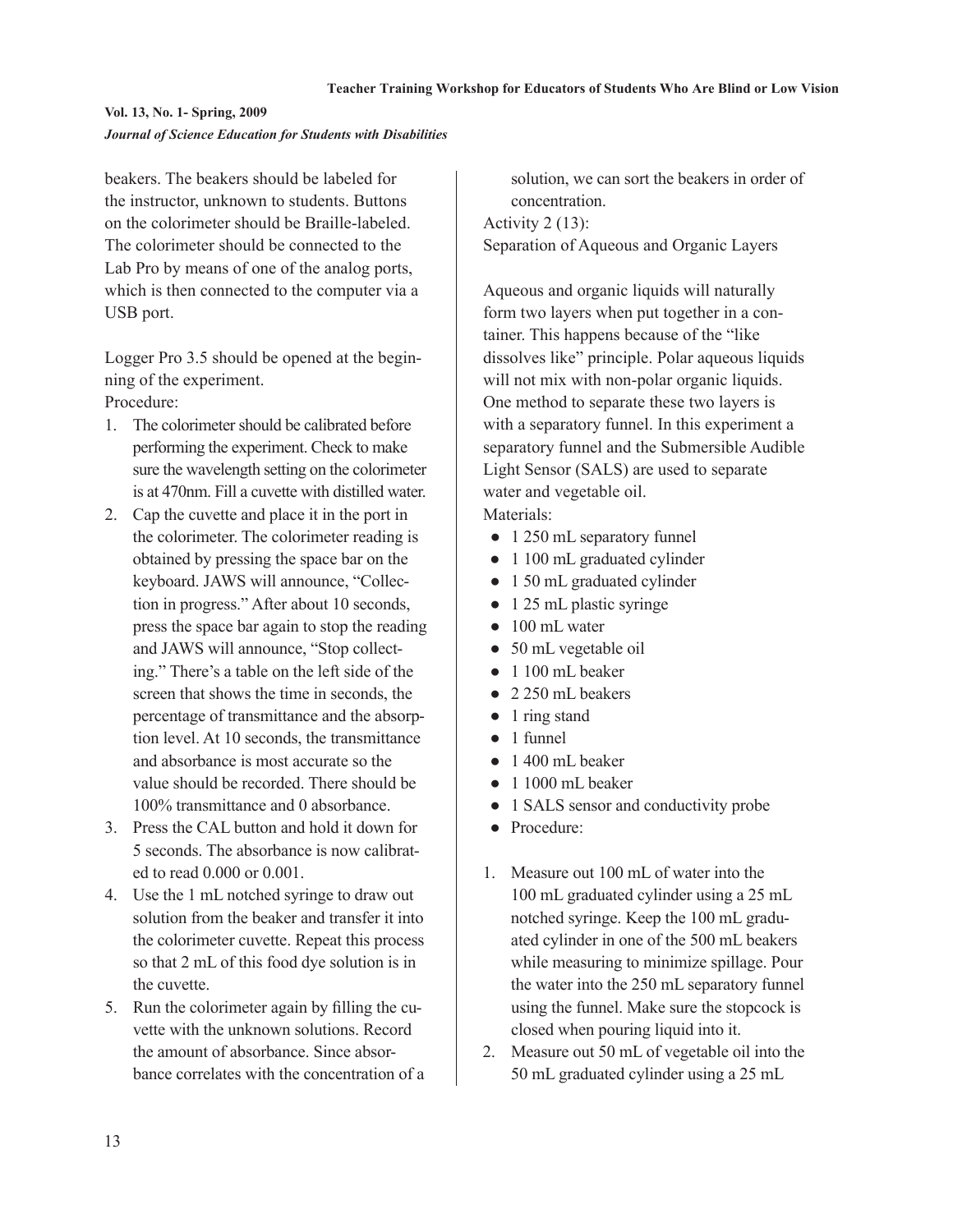beakers. The beakers should be labeled for the instructor, unknown to students. Buttons on the colorimeter should be Braille-labeled. The colorimeter should be connected to the Lab Pro by means of one of the analog ports, which is then connected to the computer via a USB port.

Logger Pro 3.5 should be opened at the beginning of the experiment.

Procedure:

1. The colorimeter should be calibrated before performing the experiment. Check to make sure the wavelength setting on the colorimeter is at 470nm. Fill a cuvette with distilled water.
2. Cap the cuvette and place it in the port in the colorimeter. The colorimeter reading is obtained by pressing the space bar on the keyboard. JAWS will announce, "Collection in progress." After about 10 seconds, press the space bar again to stop the reading and JAWS will announce, "Stop collecting." There's a table on the left side of the screen that shows the time in seconds, the percentage of transmittance and the absorption level. At 10 seconds, the transmittance and absorbance is most accurate so the value should be recorded. There should be 100% transmittance and 0 absorbance.
3. Press the CAL button and hold it down for 5 seconds. The absorbance is now calibrated to read 0.000 or 0.001.
4. Use the 1 mL notched syringe to draw out solution from the beaker and transfer it into the colorimeter cuvette. Repeat this process so that 2 mL of this food dye solution is in the cuvette.
5. Run the colorimeter again by filling the cuvette with the unknown solutions. Record the amount of absorbance. Since absorbance correlates with the concentration of a solution, we can sort the beakers in order of concentration.

Activity 2 (13):

Separation of Aqueous and Organic Layers

Aqueous and organic liquids will naturally form two layers when put together in a container. This happens because of the "like dissolves like" principle. Polar aqueous liquids will not mix with non-polar organic liquids. One method to separate these two layers is with a separatory funnel. In this experiment a separatory funnel and the Submersible Audible Light Sensor (SALS) are used to separate water and vegetable oil.

Materials:

- 1 250 mL separatory funnel
- 1 100 mL graduated cylinder
- 1 50 mL graduated cylinder
- 1 25 mL plastic syringe
- 100 mL water
- 50 mL vegetable oil
- 1 100 mL beaker
- 2 250 mL beakers
- 1 ring stand
- 1 funnel
- 1 400 mL beaker
- 1 1000 mL beaker
- 1 SALS sensor and conductivity probe
- Procedure:

1. Measure out 100 mL of water into the 100 mL graduated cylinder using a 25 mL notched syringe. Keep the 100 mL graduated cylinder in one of the 500 mL beakers while measuring to minimize spillage. Pour the water into the 250 mL separatory funnel using the funnel. Make sure the stopcock is closed when pouring liquid into it.
2. Measure out 50 mL of vegetable oil into the 50 mL graduated cylinder using a 25 mL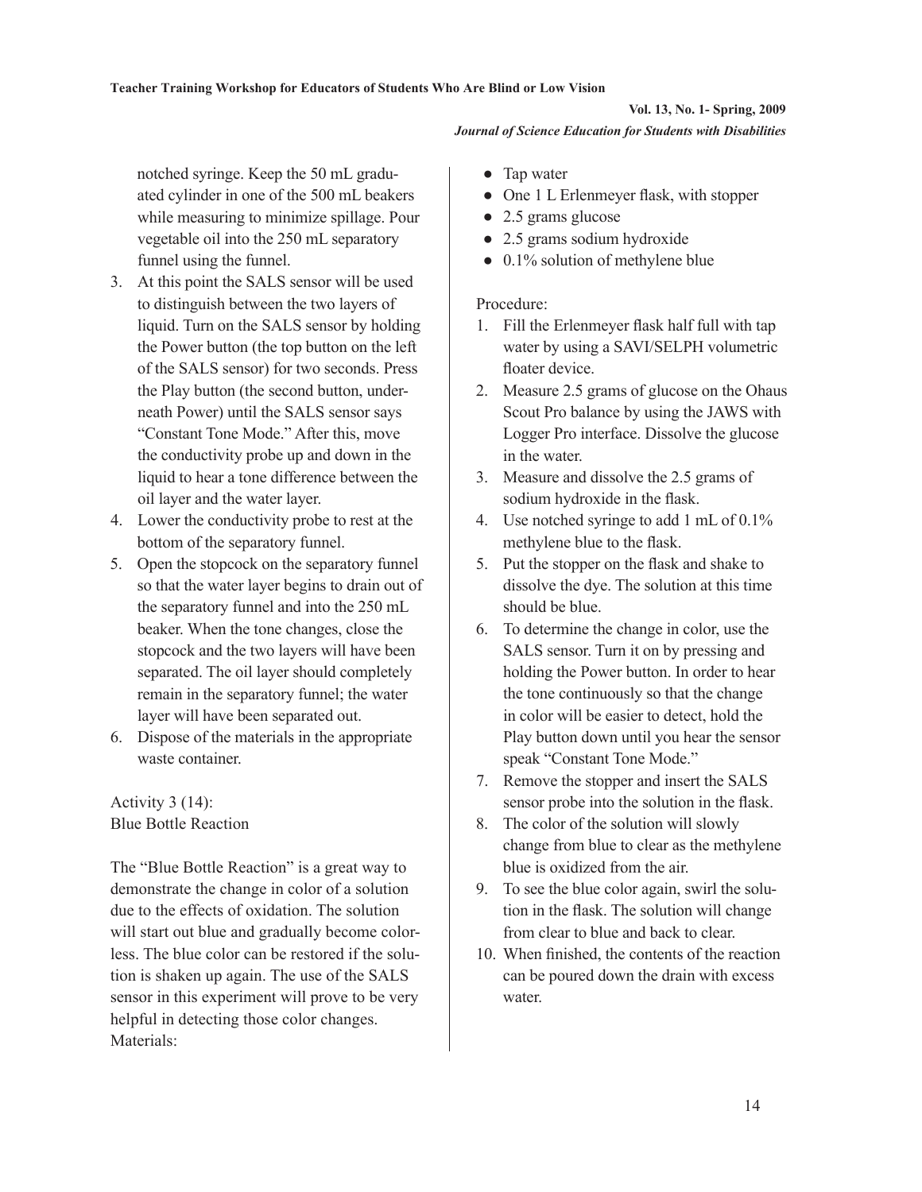notched syringe. Keep the 50 mL graduated cylinder in one of the 500 mL beakers while measuring to minimize spillage. Pour vegetable oil into the 250 mL separatory funnel using the funnel.

3. At this point the SALS sensor will be used to distinguish between the two layers of liquid. Turn on the SALS sensor by holding the Power button (the top button on the left of the SALS sensor) for two seconds. Press the Play button (the second button, underneath Power) until the SALS sensor says "Constant Tone Mode." After this, move the conductivity probe up and down in the liquid to hear a tone difference between the oil layer and the water layer.
4. Lower the conductivity probe to rest at the bottom of the separatory funnel.
5. Open the stopcock on the separatory funnel so that the water layer begins to drain out of the separatory funnel and into the 250 mL beaker. When the tone changes, close the stopcock and the two layers will have been separated. The oil layer should completely remain in the separatory funnel; the water layer will have been separated out.
6. Dispose of the materials in the appropriate waste container.

Activity 3 (14):
Blue Bottle Reaction

The "Blue Bottle Reaction" is a great way to demonstrate the change in color of a solution due to the effects of oxidation. The solution will start out blue and gradually become colorless. The blue color can be restored if the solution is shaken up again. The use of the SALS sensor in this experiment will prove to be very helpful in detecting those color changes.

Materials:

- Tap water
- One 1 L Erlenmeyer flask, with stopper
- 2.5 grams glucose
- 2.5 grams sodium hydroxide
- 0.1% solution of methylene blue

Procedure:

1. Fill the Erlenmeyer flask half full with tap water by using a SAVI/SELPH volumetric floater device.
2. Measure 2.5 grams of glucose on the Ohaus Scout Pro balance by using the JAWS with Logger Pro interface. Dissolve the glucose in the water.
3. Measure and dissolve the 2.5 grams of sodium hydroxide in the flask.
4. Use notched syringe to add 1 mL of 0.1% methylene blue to the flask.
5. Put the stopper on the flask and shake to dissolve the dye. The solution at this time should be blue.
6. To determine the change in color, use the SALS sensor. Turn it on by pressing and holding the Power button. In order to hear the tone continuously so that the change in color will be easier to detect, hold the Play button down until you hear the sensor speak "Constant Tone Mode."
7. Remove the stopper and insert the SALS sensor probe into the solution in the flask.
8. The color of the solution will slowly change from blue to clear as the methylene blue is oxidized from the air.
9. To see the blue color again, swirl the solution in the flask. The solution will change from clear to blue and back to clear.
10. When finished, the contents of the reaction can be poured down the drain with excess water.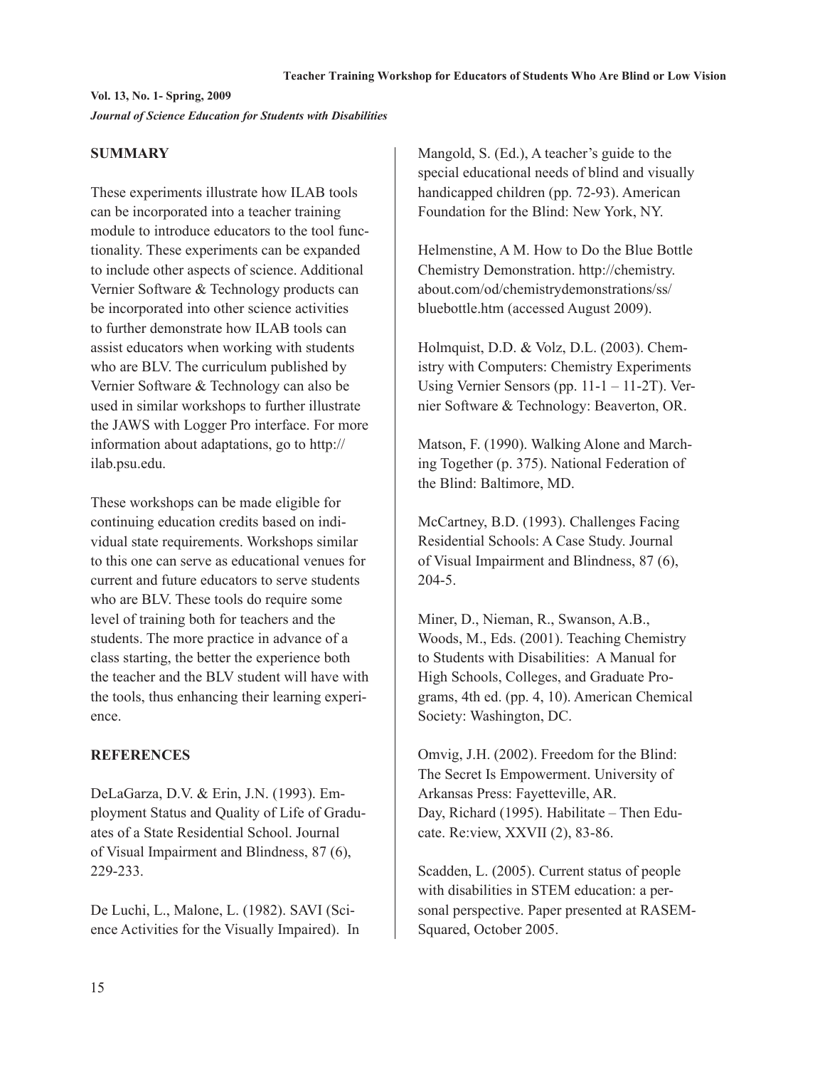## SUMMARY

These experiments illustrate how ILAB tools can be incorporated into a teacher training module to introduce educators to the tool functionality. These experiments can be expanded to include other aspects of science. Additional Vernier Software & Technology products can be incorporated into other science activities to further demonstrate how ILAB tools can assist educators when working with students who are BLV. The curriculum published by Vernier Software & Technology can also be used in similar workshops to further illustrate the JAWS with Logger Pro interface. For more information about adaptations, go to http://ilab.psu.edu.

These workshops can be made eligible for continuing education credits based on individual state requirements. Workshops similar to this one can serve as educational venues for current and future educators to serve students who are BLV. These tools do require some level of training both for teachers and the students. The more practice in advance of a class starting, the better the experience both the teacher and the BLV student will have with the tools, thus enhancing their learning experience.

## REFERENCES

DeLaGarza, D.V. & Erin, J.N. (1993). Employment Status and Quality of Life of Graduates of a State Residential School. Journal of Visual Impairment and Blindness, 87 (6), 229-233.

De Luchi, L., Malone, L. (1982). SAVI (Science Activities for the Visually Impaired). In Mangold, S. (Ed.), A teacher's guide to the special educational needs of blind and visually handicapped children (pp. 72-93). American Foundation for the Blind: New York, NY.

Helmenstine, A M. How to Do the Blue Bottle Chemistry Demonstration. http://chemistry.about.com/od/chemistrydemonstrations/ss/bluebottle.htm (accessed August 2009).

Holmquist, D.D. & Volz, D.L. (2003). Chemistry with Computers: Chemistry Experiments Using Vernier Sensors (pp. 11-1 – 11-2T). Vernier Software & Technology: Beaverton, OR.

Matson, F. (1990). Walking Alone and Marching Together (p. 375). National Federation of the Blind: Baltimore, MD.

McCartney, B.D. (1993). Challenges Facing Residential Schools: A Case Study. Journal of Visual Impairment and Blindness, 87 (6), 204-5.

Miner, D., Nieman, R., Swanson, A.B., Woods, M., Eds. (2001). Teaching Chemistry to Students with Disabilities: A Manual for High Schools, Colleges, and Graduate Programs, 4th ed. (pp. 4, 10). American Chemical Society: Washington, DC.

Omvig, J.H. (2002). Freedom for the Blind: The Secret Is Empowerment. University of Arkansas Press: Fayetteville, AR.
Day, Richard (1995). Habilitate – Then Educate. Re:view, XXVII (2), 83-86.

Scadden, L. (2005). Current status of people with disabilities in STEM education: a personal perspective. Paper presented at RASEM-Squared, October 2005.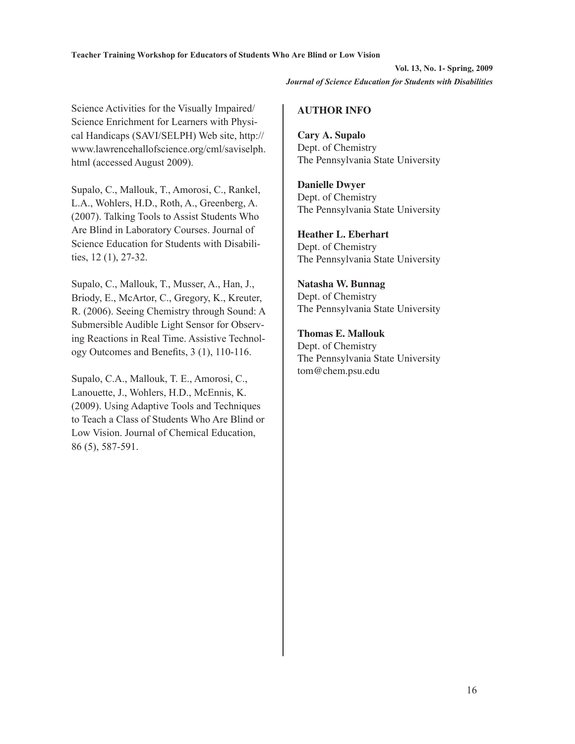Science Activities for the Visually Impaired/Science Enrichment for Learners with Physical Handicaps (SAVI/SELPH) Web site, http://www.lawrencehallofscience.org/cml/saviselph.html (accessed August 2009).

Supalo, C., Mallouk, T., Amorosi, C., Rankel, L.A., Wohlers, H.D., Roth, A., Greenberg, A. (2007). Talking Tools to Assist Students Who Are Blind in Laboratory Courses. Journal of Science Education for Students with Disabilities, 12 (1), 27-32.

Supalo, C., Mallouk, T., Musser, A., Han, J., Briody, E., McArtor, C., Gregory, K., Kreuter, R. (2006). Seeing Chemistry through Sound: A Submersible Audible Light Sensor for Observing Reactions in Real Time. Assistive Technology Outcomes and Benefits, 3 (1), 110-116.

Supalo, C.A., Mallouk, T. E., Amorosi, C., Lanouette, J., Wohlers, H.D., McEnnis, K. (2009). Using Adaptive Tools and Techniques to Teach a Class of Students Who Are Blind or Low Vision. Journal of Chemical Education, 86 (5), 587-591.

## AUTHOR INFO

**Cary A. Supalo**
Dept. of Chemistry
The Pennsylvania State University

**Danielle Dwyer**
Dept. of Chemistry
The Pennsylvania State University

**Heather L. Eberhart**
Dept. of Chemistry
The Pennsylvania State University

**Natasha W. Bunnag**
Dept. of Chemistry
The Pennsylvania State University

**Thomas E. Mallouk**
Dept. of Chemistry
The Pennsylvania State University
tom@chem.psu.edu